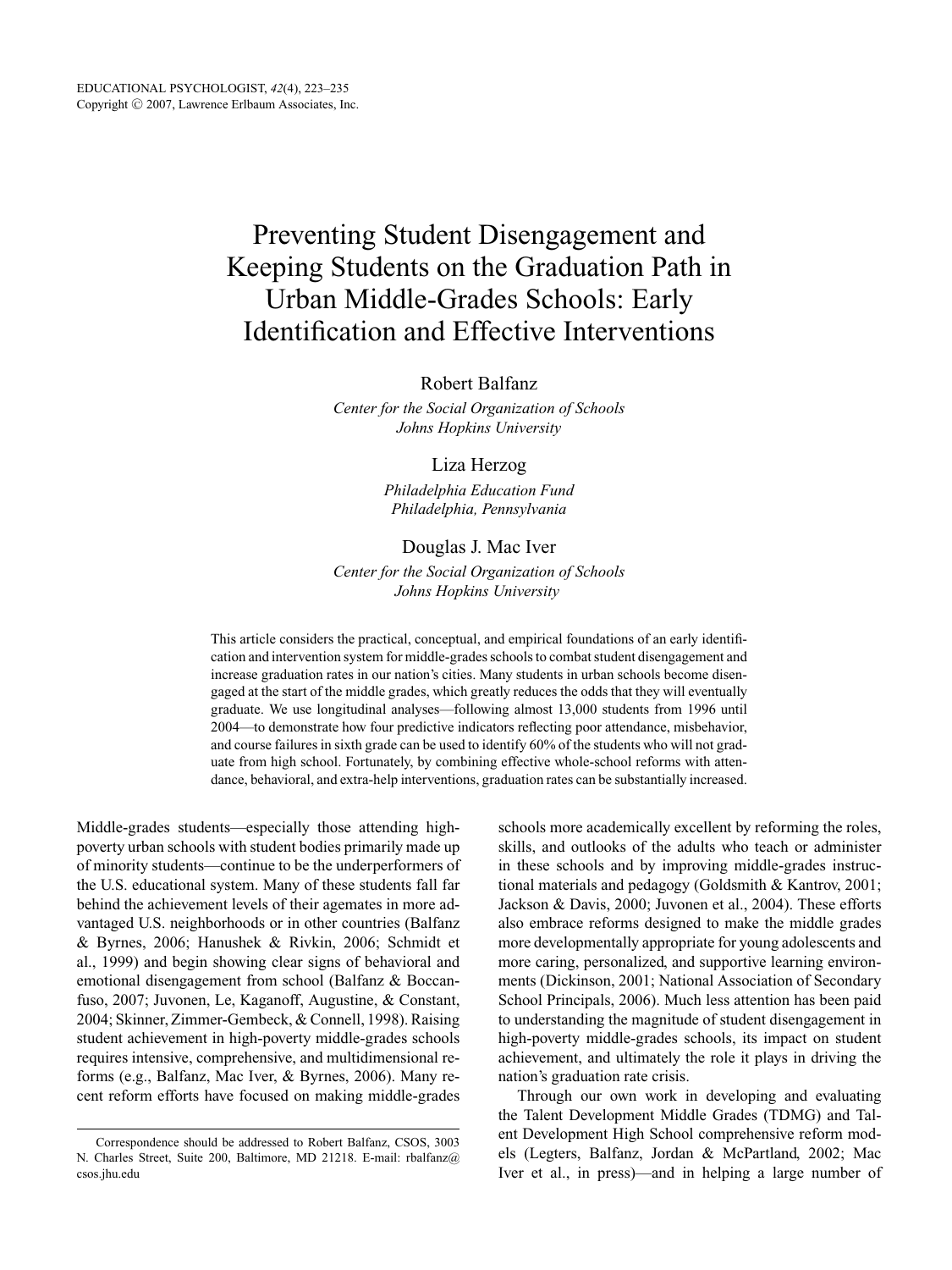# Preventing Student Disengagement and Keeping Students on the Graduation Path in Urban Middle-Grades Schools: Early Identification and Effective Interventions

Robert Balfanz

*Center for the Social Organization of Schools*
*Johns Hopkins University*

Liza Herzog

*Philadelphia Education Fund*
*Philadelphia, Pennsylvania*

Douglas J. Mac Iver

*Center for the Social Organization of Schools*
*Johns Hopkins University*

This article considers the practical, conceptual, and empirical foundations of an early identification and intervention system for middle-grades schools to combat student disengagement and increase graduation rates in our nation's cities. Many students in urban schools become disengaged at the start of the middle grades, which greatly reduces the odds that they will eventually graduate. We use longitudinal analyses—following almost 13,000 students from 1996 until 2004—to demonstrate how four predictive indicators reflecting poor attendance, misbehavior, and course failures in sixth grade can be used to identify 60% of the students who will not graduate from high school. Fortunately, by combining effective whole-school reforms with attendance, behavioral, and extra-help interventions, graduation rates can be substantially increased.

Middle-grades students—especially those attending high-poverty urban schools with student bodies primarily made up of minority students—continue to be the underperformers of the U.S. educational system. Many of these students fall far behind the achievement levels of their agemates in more advantaged U.S. neighborhoods or in other countries (Balfanz & Byrnes, 2006; Hanushek & Rivkin, 2006; Schmidt et al., 1999) and begin showing clear signs of behavioral and emotional disengagement from school (Balfanz & Boccanfuso, 2007; Juvonen, Le, Kaganoff, Augustine, & Constant, 2004; Skinner, Zimmer-Gembeck, & Connell, 1998). Raising student achievement in high-poverty middle-grades schools requires intensive, comprehensive, and multidimensional reforms (e.g., Balfanz, Mac Iver, & Byrnes, 2006). Many recent reform efforts have focused on making middle-grades schools more academically excellent by reforming the roles, skills, and outlooks of the adults who teach or administer in these schools and by improving middle-grades instructional materials and pedagogy (Goldsmith & Kantrov, 2001; Jackson & Davis, 2000; Juvonen et al., 2004). These efforts also embrace reforms designed to make the middle grades more developmentally appropriate for young adolescents and more caring, personalized, and supportive learning environments (Dickinson, 2001; National Association of Secondary School Principals, 2006). Much less attention has been paid to understanding the magnitude of student disengagement in high-poverty middle-grades schools, its impact on student achievement, and ultimately the role it plays in driving the nation's graduation rate crisis.

Through our own work in developing and evaluating the Talent Development Middle Grades (TDMG) and Talent Development High School comprehensive reform models (Legters, Balfanz, Jordan & McPartland, 2002; Mac Iver et al., in press)—and in helping a large number of

Correspondence should be addressed to Robert Balfanz, CSOS, 3003 N. Charles Street, Suite 200, Baltimore, MD 21218. E-mail: rbalfanz@csos.jhu.edu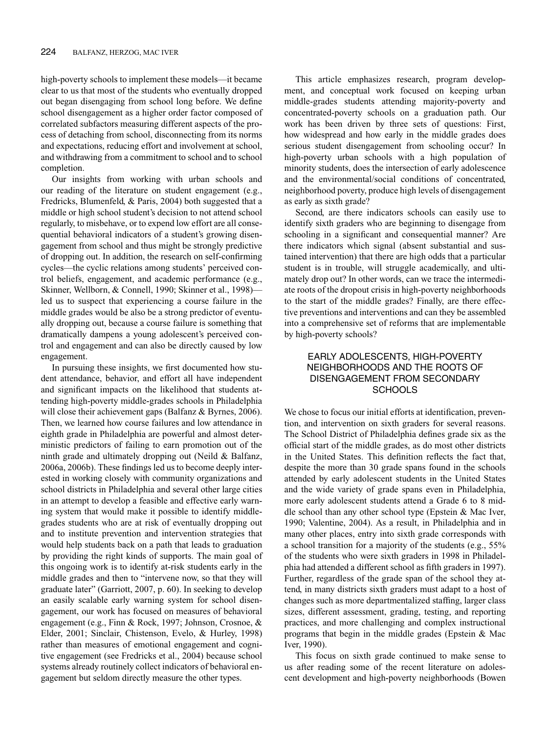high-poverty schools to implement these models—it became clear to us that most of the students who eventually dropped out began disengaging from school long before. We define school disengagement as a higher order factor composed of correlated subfactors measuring different aspects of the process of detaching from school, disconnecting from its norms and expectations, reducing effort and involvement at school, and withdrawing from a commitment to school and to school completion.

Our insights from working with urban schools and our reading of the literature on student engagement (e.g., Fredricks, Blumenfeld, & Paris, 2004) both suggested that a middle or high school student's decision to not attend school regularly, to misbehave, or to expend low effort are all consequential behavioral indicators of a student's growing disengagement from school and thus might be strongly predictive of dropping out. In addition, the research on self-confirming cycles—the cyclic relations among students' perceived control beliefs, engagement, and academic performance (e.g., Skinner, Wellborn, & Connell, 1990; Skinner et al., 1998)—led us to suspect that experiencing a course failure in the middle grades would be also be a strong predictor of eventually dropping out, because a course failure is something that dramatically dampens a young adolescent's perceived control and engagement and can also be directly caused by low engagement.

In pursuing these insights, we first documented how student attendance, behavior, and effort all have independent and significant impacts on the likelihood that students attending high-poverty middle-grades schools in Philadelphia will close their achievement gaps (Balfanz & Byrnes, 2006). Then, we learned how course failures and low attendance in eighth grade in Philadelphia are powerful and almost deterministic predictors of failing to earn promotion out of the ninth grade and ultimately dropping out (Neild & Balfanz, 2006a, 2006b). These findings led us to become deeply interested in working closely with community organizations and school districts in Philadelphia and several other large cities in an attempt to develop a feasible and effective early warning system that would make it possible to identify middle-grades students who are at risk of eventually dropping out and to institute prevention and intervention strategies that would help students back on a path that leads to graduation by providing the right kinds of supports. The main goal of this ongoing work is to identify at-risk students early in the middle grades and then to "intervene now, so that they will graduate later" (Garriott, 2007, p. 60). In seeking to develop an easily scalable early warning system for school disengagement, our work has focused on measures of behavioral engagement (e.g., Finn & Rock, 1997; Johnson, Crosnoe, & Elder, 2001; Sinclair, Chistenson, Evelo, & Hurley, 1998) rather than measures of emotional engagement and cognitive engagement (see Fredricks et al., 2004) because school systems already routinely collect indicators of behavioral engagement but seldom directly measure the other types.

This article emphasizes research, program development, and conceptual work focused on keeping urban middle-grades students attending majority-poverty and concentrated-poverty schools on a graduation path. Our work has been driven by three sets of questions: First, how widespread and how early in the middle grades does serious student disengagement from schooling occur? In high-poverty urban schools with a high population of minority students, does the intersection of early adolescence and the environmental/social conditions of concentrated, neighborhood poverty, produce high levels of disengagement as early as sixth grade?

Second, are there indicators schools can easily use to identify sixth graders who are beginning to disengage from schooling in a significant and consequential manner? Are there indicators which signal (absent substantial and sustained intervention) that there are high odds that a particular student is in trouble, will struggle academically, and ultimately drop out? In other words, can we trace the intermediate roots of the dropout crisis in high-poverty neighborhoods to the start of the middle grades? Finally, are there effective preventions and interventions and can they be assembled into a comprehensive set of reforms that are implementable by high-poverty schools?

## EARLY ADOLESCENTS, HIGH-POVERTY NEIGHBORHOODS AND THE ROOTS OF DISENGAGEMENT FROM SECONDARY SCHOOLS

We chose to focus our initial efforts at identification, prevention, and intervention on sixth graders for several reasons. The School District of Philadelphia defines grade six as the official start of the middle grades, as do most other districts in the United States. This definition reflects the fact that, despite the more than 30 grade spans found in the schools attended by early adolescent students in the United States and the wide variety of grade spans even in Philadelphia, more early adolescent students attend a Grade 6 to 8 middle school than any other school type (Epstein & Mac Iver, 1990; Valentine, 2004). As a result, in Philadelphia and in many other places, entry into sixth grade corresponds with a school transition for a majority of the students (e.g., 55% of the students who were sixth graders in 1998 in Philadelphia had attended a different school as fifth graders in 1997). Further, regardless of the grade span of the school they attend, in many districts sixth graders must adapt to a host of changes such as more departmentalized staffing, larger class sizes, different assessment, grading, testing, and reporting practices, and more challenging and complex instructional programs that begin in the middle grades (Epstein & Mac Iver, 1990).

This focus on sixth grade continued to make sense to us after reading some of the recent literature on adolescent development and high-poverty neighborhoods (Bowen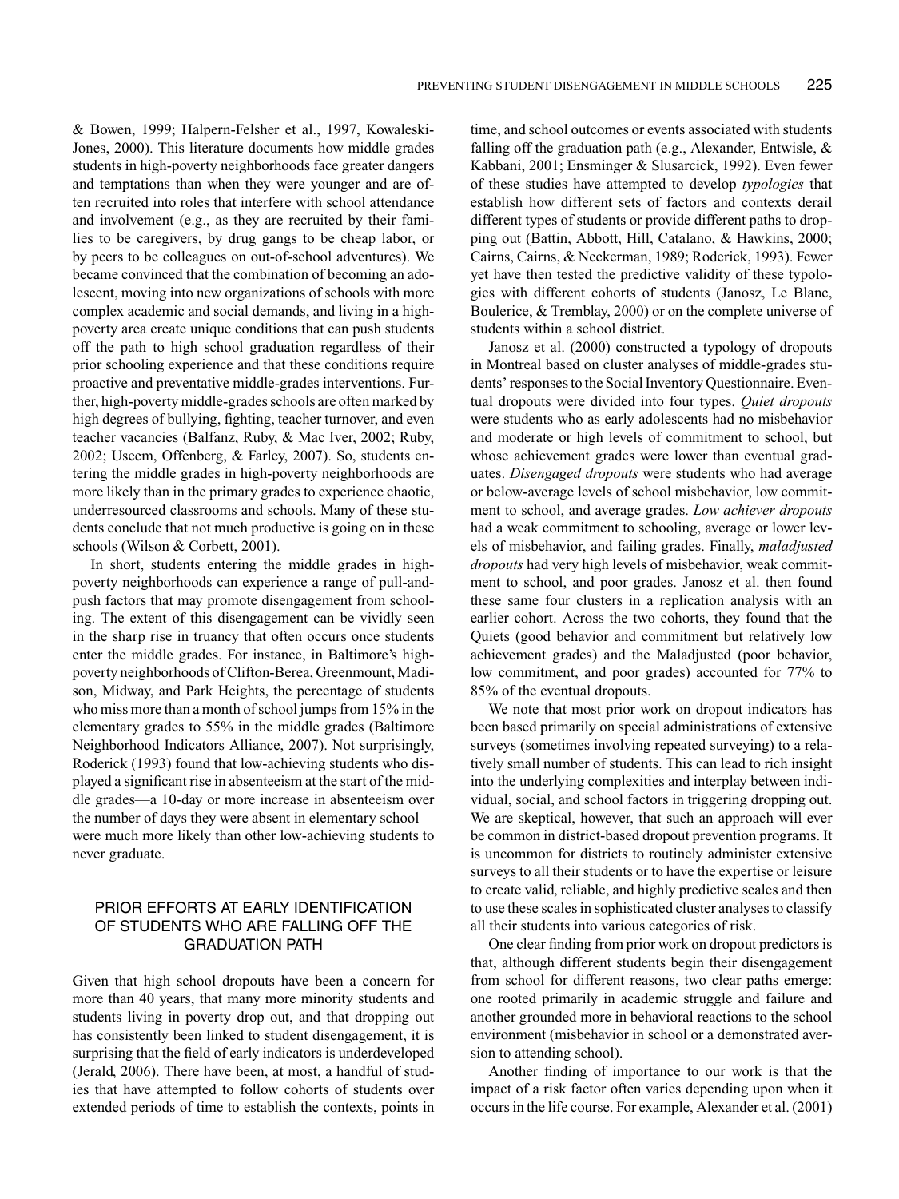& Bowen, 1999; Halpern-Felsher et al., 1997, Kowaleski-Jones, 2000). This literature documents how middle grades students in high-poverty neighborhoods face greater dangers and temptations than when they were younger and are often recruited into roles that interfere with school attendance and involvement (e.g., as they are recruited by their families to be caregivers, by drug gangs to be cheap labor, or by peers to be colleagues on out-of-school adventures). We became convinced that the combination of becoming an adolescent, moving into new organizations of schools with more complex academic and social demands, and living in a high-poverty area create unique conditions that can push students off the path to high school graduation regardless of their prior schooling experience and that these conditions require proactive and preventative middle-grades interventions. Further, high-poverty middle-grades schools are often marked by high degrees of bullying, fighting, teacher turnover, and even teacher vacancies (Balfanz, Ruby, & Mac Iver, 2002; Ruby, 2002; Useem, Offenberg, & Farley, 2007). So, students entering the middle grades in high-poverty neighborhoods are more likely than in the primary grades to experience chaotic, underresourced classrooms and schools. Many of these students conclude that not much productive is going on in these schools (Wilson & Corbett, 2001).

In short, students entering the middle grades in high-poverty neighborhoods can experience a range of pull-and-push factors that may promote disengagement from schooling. The extent of this disengagement can be vividly seen in the sharp rise in truancy that often occurs once students enter the middle grades. For instance, in Baltimore's high-poverty neighborhoods of Clifton-Berea, Greenmount, Madison, Midway, and Park Heights, the percentage of students who miss more than a month of school jumps from 15% in the elementary grades to 55% in the middle grades (Baltimore Neighborhood Indicators Alliance, 2007). Not surprisingly, Roderick (1993) found that low-achieving students who displayed a significant rise in absenteeism at the start of the middle grades—a 10-day or more increase in absenteeism over the number of days they were absent in elementary school—were much more likely than other low-achieving students to never graduate.

## PRIOR EFFORTS AT EARLY IDENTIFICATION OF STUDENTS WHO ARE FALLING OFF THE GRADUATION PATH

Given that high school dropouts have been a concern for more than 40 years, that many more minority students and students living in poverty drop out, and that dropping out has consistently been linked to student disengagement, it is surprising that the field of early indicators is underdeveloped (Jerald, 2006). There have been, at most, a handful of studies that have attempted to follow cohorts of students over extended periods of time to establish the contexts, points in time, and school outcomes or events associated with students falling off the graduation path (e.g., Alexander, Entwisle, & Kabbani, 2001; Ensminger & Slusarcick, 1992). Even fewer of these studies have attempted to develop *typologies* that establish how different sets of factors and contexts derail different types of students or provide different paths to dropping out (Battin, Abbott, Hill, Catalano, & Hawkins, 2000; Cairns, Cairns, & Neckerman, 1989; Roderick, 1993). Fewer yet have then tested the predictive validity of these typologies with different cohorts of students (Janosz, Le Blanc, Boulerice, & Tremblay, 2000) or on the complete universe of students within a school district.

Janosz et al. (2000) constructed a typology of dropouts in Montreal based on cluster analyses of middle-grades students' responses to the Social Inventory Questionnaire. Eventual dropouts were divided into four types. *Quiet dropouts* were students who as early adolescents had no misbehavior and moderate or high levels of commitment to school, but whose achievement grades were lower than eventual graduates. *Disengaged dropouts* were students who had average or below-average levels of school misbehavior, low commitment to school, and average grades. *Low achiever dropouts* had a weak commitment to schooling, average or lower levels of misbehavior, and failing grades. Finally, *maladjusted dropouts* had very high levels of misbehavior, weak commitment to school, and poor grades. Janosz et al. then found these same four clusters in a replication analysis with an earlier cohort. Across the two cohorts, they found that the Quiets (good behavior and commitment but relatively low achievement grades) and the Maladjusted (poor behavior, low commitment, and poor grades) accounted for 77% to 85% of the eventual dropouts.

We note that most prior work on dropout indicators has been based primarily on special administrations of extensive surveys (sometimes involving repeated surveying) to a relatively small number of students. This can lead to rich insight into the underlying complexities and interplay between individual, social, and school factors in triggering dropping out. We are skeptical, however, that such an approach will ever be common in district-based dropout prevention programs. It is uncommon for districts to routinely administer extensive surveys to all their students or to have the expertise or leisure to create valid, reliable, and highly predictive scales and then to use these scales in sophisticated cluster analyses to classify all their students into various categories of risk.

One clear finding from prior work on dropout predictors is that, although different students begin their disengagement from school for different reasons, two clear paths emerge: one rooted primarily in academic struggle and failure and another grounded more in behavioral reactions to the school environment (misbehavior in school or a demonstrated aversion to attending school).

Another finding of importance to our work is that the impact of a risk factor often varies depending upon when it occurs in the life course. For example, Alexander et al. (2001)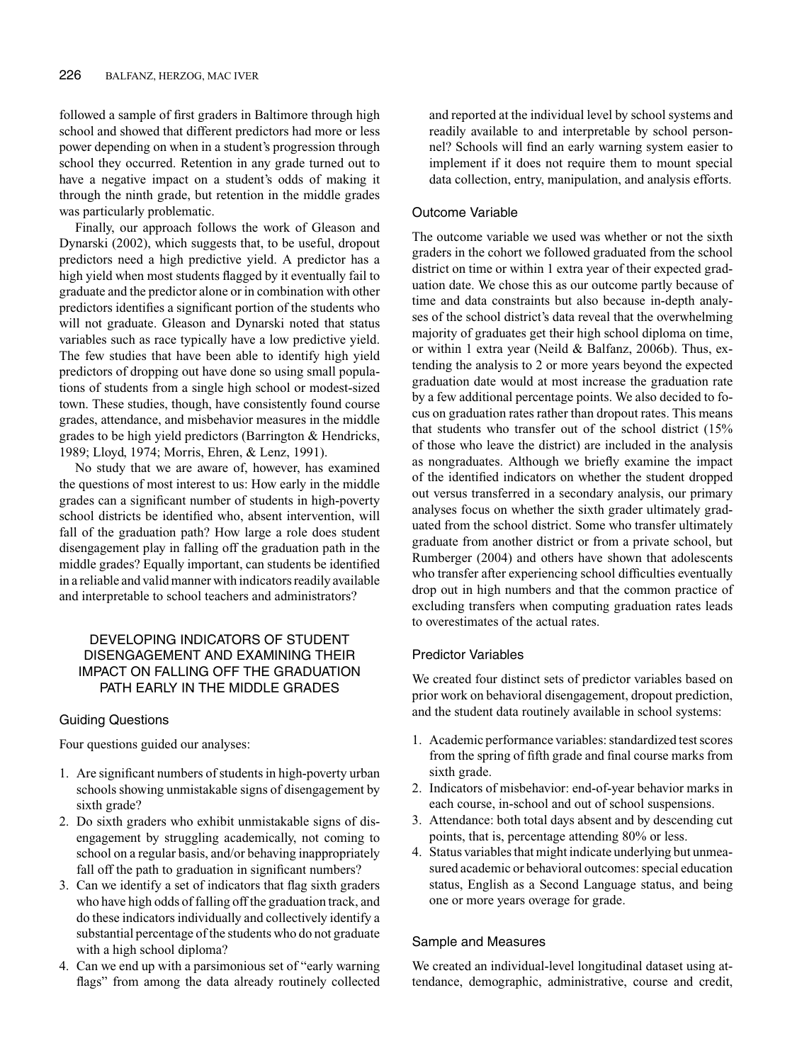followed a sample of first graders in Baltimore through high school and showed that different predictors had more or less power depending on when in a student's progression through school they occurred. Retention in any grade turned out to have a negative impact on a student's odds of making it through the ninth grade, but retention in the middle grades was particularly problematic.

Finally, our approach follows the work of Gleason and Dynarski (2002), which suggests that, to be useful, dropout predictors need a high predictive yield. A predictor has a high yield when most students flagged by it eventually fail to graduate and the predictor alone or in combination with other predictors identifies a significant portion of the students who will not graduate. Gleason and Dynarski noted that status variables such as race typically have a low predictive yield. The few studies that have been able to identify high yield predictors of dropping out have done so using small populations of students from a single high school or modest-sized town. These studies, though, have consistently found course grades, attendance, and misbehavior measures in the middle grades to be high yield predictors (Barrington & Hendricks, 1989; Lloyd, 1974; Morris, Ehren, & Lenz, 1991).

No study that we are aware of, however, has examined the questions of most interest to us: How early in the middle grades can a significant number of students in high-poverty school districts be identified who, absent intervention, will fall of the graduation path? How large a role does student disengagement play in falling off the graduation path in the middle grades? Equally important, can students be identified in a reliable and valid manner with indicators readily available and interpretable to school teachers and administrators?

## DEVELOPING INDICATORS OF STUDENT DISENGAGEMENT AND EXAMINING THEIR IMPACT ON FALLING OFF THE GRADUATION PATH EARLY IN THE MIDDLE GRADES

### Guiding Questions

Four questions guided our analyses:

1. Are significant numbers of students in high-poverty urban schools showing unmistakable signs of disengagement by sixth grade?
2. Do sixth graders who exhibit unmistakable signs of disengagement by struggling academically, not coming to school on a regular basis, and/or behaving inappropriately fall off the path to graduation in significant numbers?
3. Can we identify a set of indicators that flag sixth graders who have high odds of falling off the graduation track, and do these indicators individually and collectively identify a substantial percentage of the students who do not graduate with a high school diploma?
4. Can we end up with a parsimonious set of "early warning flags" from among the data already routinely collected and reported at the individual level by school systems and readily available to and interpretable by school personnel? Schools will find an early warning system easier to implement if it does not require them to mount special data collection, entry, manipulation, and analysis efforts.

### Outcome Variable

The outcome variable we used was whether or not the sixth graders in the cohort we followed graduated from the school district on time or within 1 extra year of their expected graduation date. We chose this as our outcome partly because of time and data constraints but also because in-depth analyses of the school district's data reveal that the overwhelming majority of graduates get their high school diploma on time, or within 1 extra year (Neild & Balfanz, 2006b). Thus, extending the analysis to 2 or more years beyond the expected graduation date would at most increase the graduation rate by a few additional percentage points. We also decided to focus on graduation rates rather than dropout rates. This means that students who transfer out of the school district (15% of those who leave the district) are included in the analysis as nongraduates. Although we briefly examine the impact of the identified indicators on whether the student dropped out versus transferred in a secondary analysis, our primary analyses focus on whether the sixth grader ultimately graduated from the school district. Some who transfer ultimately graduate from another district or from a private school, but Rumberger (2004) and others have shown that adolescents who transfer after experiencing school difficulties eventually drop out in high numbers and that the common practice of excluding transfers when computing graduation rates leads to overestimates of the actual rates.

### Predictor Variables

We created four distinct sets of predictor variables based on prior work on behavioral disengagement, dropout prediction, and the student data routinely available in school systems:

1. Academic performance variables: standardized test scores from the spring of fifth grade and final course marks from sixth grade.
2. Indicators of misbehavior: end-of-year behavior marks in each course, in-school and out of school suspensions.
3. Attendance: both total days absent and by descending cut points, that is, percentage attending 80% or less.
4. Status variables that might indicate underlying but unmeasured academic or behavioral outcomes: special education status, English as a Second Language status, and being one or more years overage for grade.

### Sample and Measures

We created an individual-level longitudinal dataset using attendance, demographic, administrative, course and credit,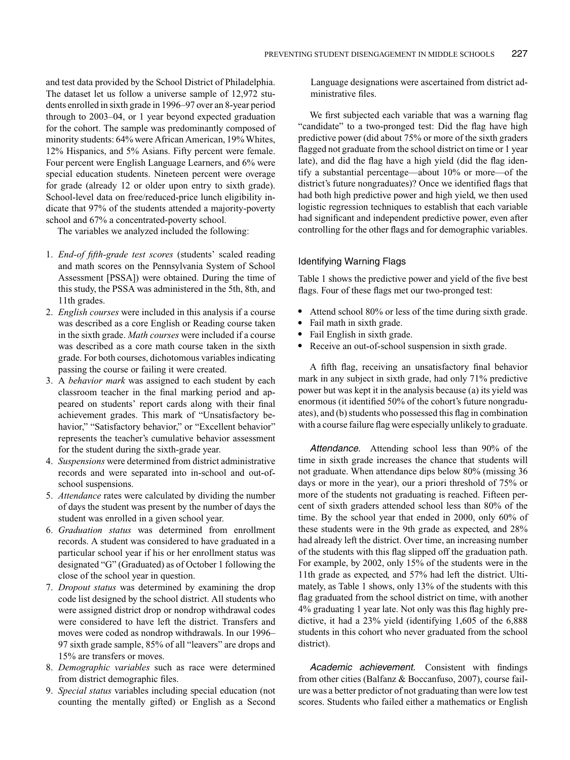and test data provided by the School District of Philadelphia. The dataset let us follow a universe sample of 12,972 students enrolled in sixth grade in 1996–97 over an 8-year period through to 2003–04, or 1 year beyond expected graduation for the cohort. The sample was predominantly composed of minority students: 64% were African American, 19% Whites, 12% Hispanics, and 5% Asians. Fifty percent were female. Four percent were English Language Learners, and 6% were special education students. Nineteen percent were overage for grade (already 12 or older upon entry to sixth grade). School-level data on free/reduced-price lunch eligibility indicate that 97% of the students attended a majority-poverty school and 67% a concentrated-poverty school.

The variables we analyzed included the following:

1. *End-of fifth-grade test scores* (students' scaled reading and math scores on the Pennsylvania System of School Assessment [PSSA]) were obtained. During the time of this study, the PSSA was administered in the 5th, 8th, and 11th grades.
2. *English courses* were included in this analysis if a course was described as a core English or Reading course taken in the sixth grade. *Math courses* were included if a course was described as a core math course taken in the sixth grade. For both courses, dichotomous variables indicating passing the course or failing it were created.
3. A *behavior mark* was assigned to each student by each classroom teacher in the final marking period and appeared on students' report cards along with their final achievement grades. This mark of "Unsatisfactory behavior," "Satisfactory behavior," or "Excellent behavior" represents the teacher's cumulative behavior assessment for the student during the sixth-grade year.
4. *Suspensions* were determined from district administrative records and were separated into in-school and out-of-school suspensions.
5. *Attendance* rates were calculated by dividing the number of days the student was present by the number of days the student was enrolled in a given school year.
6. *Graduation status* was determined from enrollment records. A student was considered to have graduated in a particular school year if his or her enrollment status was designated "G" (Graduated) as of October 1 following the close of the school year in question.
7. *Dropout status* was determined by examining the drop code list designed by the school district. All students who were assigned district drop or nondrop withdrawal codes were considered to have left the district. Transfers and moves were coded as nondrop withdrawals. In our 1996–97 sixth grade sample, 85% of all "leavers" are drops and 15% are transfers or moves.
8. *Demographic variables* such as race were determined from district demographic files.
9. *Special status* variables including special education (not counting the mentally gifted) or English as a Second Language designations were ascertained from district administrative files.

We first subjected each variable that was a warning flag "candidate" to a two-pronged test: Did the flag have high predictive power (did about 75% or more of the sixth graders flagged not graduate from the school district on time or 1 year late), and did the flag have a high yield (did the flag identify a substantial percentage—about 10% or more—of the district's future nongraduates)? Once we identified flags that had both high predictive power and high yield, we then used logistic regression techniques to establish that each variable had significant and independent predictive power, even after controlling for the other flags and for demographic variables.

## Identifying Warning Flags

Table 1 shows the predictive power and yield of the five best flags. Four of these flags met our two-pronged test:

- Attend school 80% or less of the time during sixth grade.
- Fail math in sixth grade.
- Fail English in sixth grade.
- Receive an out-of-school suspension in sixth grade.

A fifth flag, receiving an unsatisfactory final behavior mark in any subject in sixth grade, had only 71% predictive power but was kept it in the analysis because (a) its yield was enormous (it identified 50% of the cohort's future nongraduates), and (b) students who possessed this flag in combination with a course failure flag were especially unlikely to graduate.

*Attendance.* Attending school less than 90% of the time in sixth grade increases the chance that students will not graduate. When attendance dips below 80% (missing 36 days or more in the year), our a priori threshold of 75% or more of the students not graduating is reached. Fifteen percent of sixth graders attended school less than 80% of the time. By the school year that ended in 2000, only 60% of these students were in the 9th grade as expected, and 28% had already left the district. Over time, an increasing number of the students with this flag slipped off the graduation path. For example, by 2002, only 15% of the students were in the 11th grade as expected, and 57% had left the district. Ultimately, as Table 1 shows, only 13% of the students with this flag graduated from the school district on time, with another 4% graduating 1 year late. Not only was this flag highly predictive, it had a 23% yield (identifying 1,605 of the 6,888 students in this cohort who never graduated from the school district).

*Academic achievement.* Consistent with findings from other cities (Balfanz & Boccanfuso, 2007), course failure was a better predictor of not graduating than were low test scores. Students who failed either a mathematics or English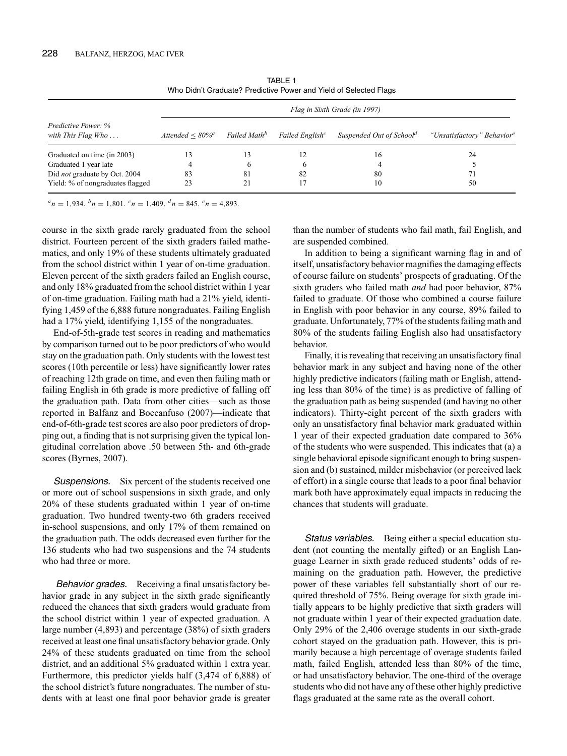TABLE 1
Who Didn't Graduate? Predictive Power and Yield of Selected Flags

| Predictive Power: % with This Flag Who . . . | *Flag in Sixth Grade (in 1997)* | | | | |
|---|---|---|---|---|---|
| | *Attended ≤ 80%*[a] | *Failed Math*[b] | *Failed English*[c] | *Suspended Out of School*[d] | *"Unsatisfactory" Behavior*[e] |
| Graduated on time (in 2003) | 13 | 13 | 12 | 16 | 24 |
| Graduated 1 year late | 4 | 6 | 6 | 4 | 5 |
| Did *not* graduate by Oct. 2004 | 83 | 81 | 82 | 80 | 71 |
| Yield: % of nongraduates flagged | 23 | 21 | 17 | 10 | 50 |

[a]$n = 1{,}934$. [b]$n = 1{,}801$. [c]$n = 1{,}409$. [d]$n = 845$. [e]$n = 4{,}893$.

course in the sixth grade rarely graduated from the school district. Fourteen percent of the sixth graders failed mathematics, and only 19% of these students ultimately graduated from the school district within 1 year of on-time graduation. Eleven percent of the sixth graders failed an English course, and only 18% graduated from the school district within 1 year of on-time graduation. Failing math had a 21% yield, identifying 1,459 of the 6,888 future nongraduates. Failing English had a 17% yield, identifying 1,155 of the nongraduates.

End-of-5th-grade test scores in reading and mathematics by comparison turned out to be poor predictors of who would stay on the graduation path. Only students with the lowest test scores (10th percentile or less) have significantly lower rates of reaching 12th grade on time, and even then failing math or failing English in 6th grade is more predictive of falling off the graduation path. Data from other cities—such as those reported in Balfanz and Boccanfuso (2007)—indicate that end-of-6th-grade test scores are also poor predictors of dropping out, a finding that is not surprising given the typical longitudinal correlation above .50 between 5th- and 6th-grade scores (Byrnes, 2007).

*Suspensions.* Six percent of the students received one or more out of school suspensions in sixth grade, and only 20% of these students graduated within 1 year of on-time graduation. Two hundred twenty-two 6th graders received in-school suspensions, and only 17% of them remained on the graduation path. The odds decreased even further for the 136 students who had two suspensions and the 74 students who had three or more.

*Behavior grades.* Receiving a final unsatisfactory behavior grade in any subject in the sixth grade significantly reduced the chances that sixth graders would graduate from the school district within 1 year of expected graduation. A large number (4,893) and percentage (38%) of sixth graders received at least one final unsatisfactory behavior grade. Only 24% of these students graduated on time from the school district, and an additional 5% graduated within 1 extra year. Furthermore, this predictor yields half (3,474 of 6,888) of the school district's future nongraduates. The number of students with at least one final poor behavior grade is greater than the number of students who fail math, fail English, and are suspended combined.

In addition to being a significant warning flag in and of itself, unsatisfactory behavior magnifies the damaging effects of course failure on students' prospects of graduating. Of the sixth graders who failed math *and* had poor behavior, 87% failed to graduate. Of those who combined a course failure in English with poor behavior in any course, 89% failed to graduate. Unfortunately, 77% of the students failing math and 80% of the students failing English also had unsatisfactory behavior.

Finally, it is revealing that receiving an unsatisfactory final behavior mark in any subject and having none of the other highly predictive indicators (failing math or English, attending less than 80% of the time) is as predictive of falling of the graduation path as being suspended (and having no other indicators). Thirty-eight percent of the sixth graders with only an unsatisfactory final behavior mark graduated within 1 year of their expected graduation date compared to 36% of the students who were suspended. This indicates that (a) a single behavioral episode significant enough to bring suspension and (b) sustained, milder misbehavior (or perceived lack of effort) in a single course that leads to a poor final behavior mark both have approximately equal impacts in reducing the chances that students will graduate.

*Status variables.* Being either a special education student (not counting the mentally gifted) or an English Language Learner in sixth grade reduced students' odds of remaining on the graduation path. However, the predictive power of these variables fell substantially short of our required threshold of 75%. Being overage for sixth grade initially appears to be highly predictive that sixth graders will not graduate within 1 year of their expected graduation date. Only 29% of the 2,406 overage students in our sixth-grade cohort stayed on the graduation path. However, this is primarily because a high percentage of overage students failed math, failed English, attended less than 80% of the time, or had unsatisfactory behavior. The one-third of the overage students who did not have any of these other highly predictive flags graduated at the same rate as the overall cohort.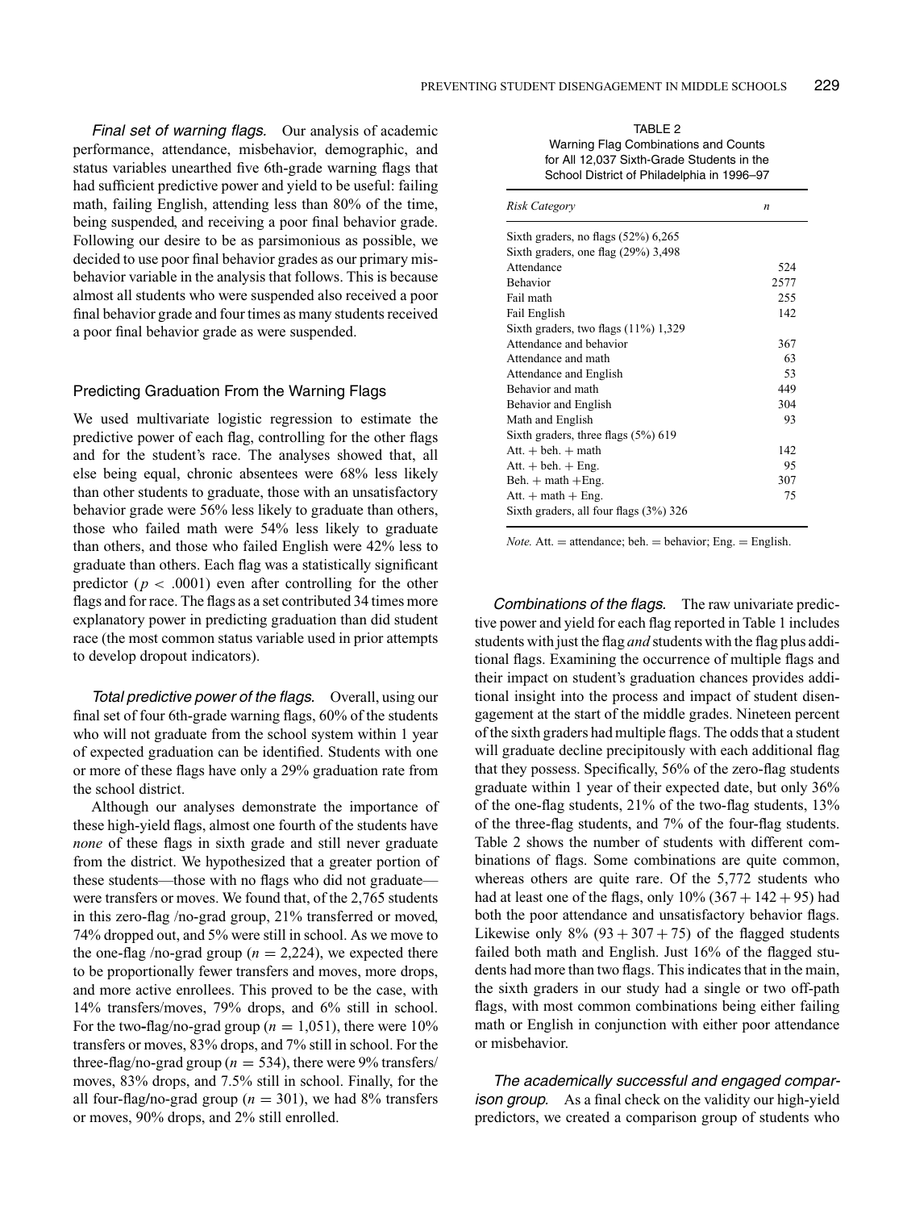*Final set of warning flags.* Our analysis of academic performance, attendance, misbehavior, demographic, and status variables unearthed five 6th-grade warning flags that had sufficient predictive power and yield to be useful: failing math, failing English, attending less than 80% of the time, being suspended, and receiving a poor final behavior grade. Following our desire to be as parsimonious as possible, we decided to use poor final behavior grades as our primary misbehavior variable in the analysis that follows. This is because almost all students who were suspended also received a poor final behavior grade and four times as many students received a poor final behavior grade as were suspended.

## Predicting Graduation From the Warning Flags

We used multivariate logistic regression to estimate the predictive power of each flag, controlling for the other flags and for the student's race. The analyses showed that, all else being equal, chronic absentees were 68% less likely than other students to graduate, those with an unsatisfactory behavior grade were 56% less likely to graduate than others, those who failed math were 54% less likely to graduate than others, and those who failed English were 42% less to graduate than others. Each flag was a statistically significant predictor ($p < .0001$) even after controlling for the other flags and for race. The flags as a set contributed 34 times more explanatory power in predicting graduation than did student race (the most common status variable used in prior attempts to develop dropout indicators).

*Total predictive power of the flags.* Overall, using our final set of four 6th-grade warning flags, 60% of the students who will not graduate from the school system within 1 year of expected graduation can be identified. Students with one or more of these flags have only a 29% graduation rate from the school district.

Although our analyses demonstrate the importance of these high-yield flags, almost one fourth of the students have *none* of these flags in sixth grade and still never graduate from the district. We hypothesized that a greater portion of these students—those with no flags who did not graduate—were transfers or moves. We found that, of the 2,765 students in this zero-flag /no-grad group, 21% transferred or moved, 74% dropped out, and 5% were still in school. As we move to the one-flag /no-grad group ($n$ = 2,224), we expected there to be proportionally fewer transfers and moves, more drops, and more active enrollees. This proved to be the case, with 14% transfers/moves, 79% drops, and 6% still in school. For the two-flag/no-grad group ($n$ = 1,051), there were 10% transfers or moves, 83% drops, and 7% still in school. For the three-flag/no-grad group ($n$ = 534), there were 9% transfers/moves, 83% drops, and 7.5% still in school. Finally, for the all four-flag/no-grad group ($n$ = 301), we had 8% transfers or moves, 90% drops, and 2% still enrolled.

TABLE 2
Warning Flag Combinations and Counts for All 12,037 Sixth-Grade Students in the School District of Philadelphia in 1996–97

| *Risk Category* | *n* |
|---|---|
| Sixth graders, no flags (52%) 6,265 | |
| Sixth graders, one flag (29%) 3,498 | |
| Attendance | 524 |
| Behavior | 2577 |
| Fail math | 255 |
| Fail English | 142 |
| Sixth graders, two flags (11%) 1,329 | |
| Attendance and behavior | 367 |
| Attendance and math | 63 |
| Attendance and English | 53 |
| Behavior and math | 449 |
| Behavior and English | 304 |
| Math and English | 93 |
| Sixth graders, three flags (5%) 619 | |
| Att. + beh. + math | 142 |
| Att. + beh. + Eng. | 95 |
| Beh. + math +Eng. | 307 |
| Att. + math + Eng. | 75 |
| Sixth graders, all four flags (3%) 326 | |

*Note.* Att. = attendance; beh. = behavior; Eng. = English.

*Combinations of the flags.* The raw univariate predictive power and yield for each flag reported in Table 1 includes students with just the flag *and* students with the flag plus additional flags. Examining the occurrence of multiple flags and their impact on student's graduation chances provides additional insight into the process and impact of student disengagement at the start of the middle grades. Nineteen percent of the sixth graders had multiple flags. The odds that a student will graduate decline precipitously with each additional flag that they possess. Specifically, 56% of the zero-flag students graduate within 1 year of their expected date, but only 36% of the one-flag students, 21% of the two-flag students, 13% of the three-flag students, and 7% of the four-flag students. Table 2 shows the number of students with different combinations of flags. Some combinations are quite common, whereas others are quite rare. Of the 5,772 students who had at least one of the flags, only 10% (367 + 142 + 95) had both the poor attendance and unsatisfactory behavior flags. Likewise only 8% (93 + 307 + 75) of the flagged students failed both math and English. Just 16% of the flagged students had more than two flags. This indicates that in the main, the sixth graders in our study had a single or two off-path flags, with most common combinations being either failing math or English in conjunction with either poor attendance or misbehavior.

*The academically successful and engaged comparison group.* As a final check on the validity our high-yield predictors, we created a comparison group of students who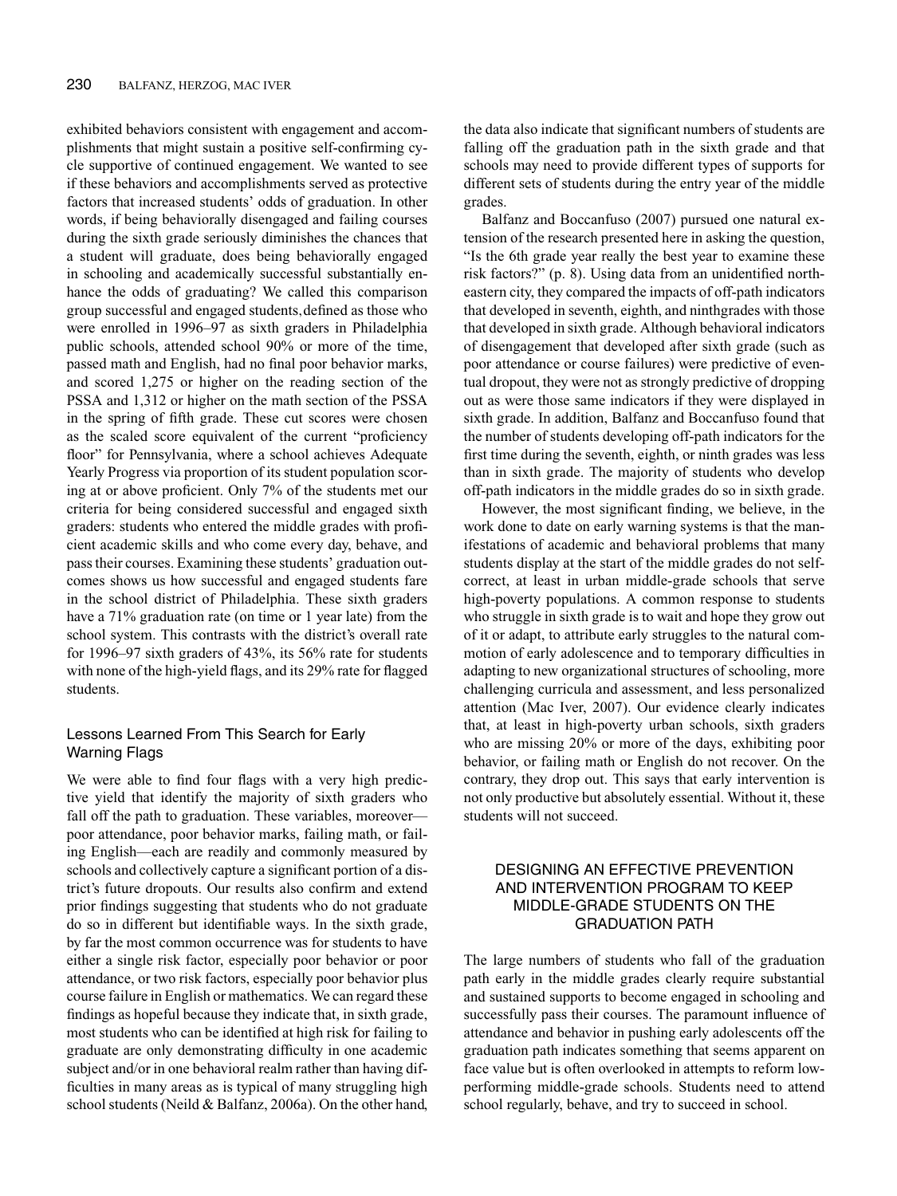exhibited behaviors consistent with engagement and accomplishments that might sustain a positive self-confirming cycle supportive of continued engagement. We wanted to see if these behaviors and accomplishments served as protective factors that increased students' odds of graduation. In other words, if being behaviorally disengaged and failing courses during the sixth grade seriously diminishes the chances that a student will graduate, does being behaviorally engaged in schooling and academically successful substantially enhance the odds of graduating? We called this comparison group successful and engaged students, defined as those who were enrolled in 1996–97 as sixth graders in Philadelphia public schools, attended school 90% or more of the time, passed math and English, had no final poor behavior marks, and scored 1,275 or higher on the reading section of the PSSA and 1,312 or higher on the math section of the PSSA in the spring of fifth grade. These cut scores were chosen as the scaled score equivalent of the current "proficiency floor" for Pennsylvania, where a school achieves Adequate Yearly Progress via proportion of its student population scoring at or above proficient. Only 7% of the students met our criteria for being considered successful and engaged sixth graders: students who entered the middle grades with proficient academic skills and who come every day, behave, and pass their courses. Examining these students' graduation outcomes shows us how successful and engaged students fare in the school district of Philadelphia. These sixth graders have a 71% graduation rate (on time or 1 year late) from the school system. This contrasts with the district's overall rate for 1996–97 sixth graders of 43%, its 56% rate for students with none of the high-yield flags, and its 29% rate for flagged students.

### Lessons Learned From This Search for Early Warning Flags

We were able to find four flags with a very high predictive yield that identify the majority of sixth graders who fall off the path to graduation. These variables, moreover—poor attendance, poor behavior marks, failing math, or failing English—each are readily and commonly measured by schools and collectively capture a significant portion of a district's future dropouts. Our results also confirm and extend prior findings suggesting that students who do not graduate do so in different but identifiable ways. In the sixth grade, by far the most common occurrence was for students to have either a single risk factor, especially poor behavior or poor attendance, or two risk factors, especially poor behavior plus course failure in English or mathematics. We can regard these findings as hopeful because they indicate that, in sixth grade, most students who can be identified at high risk for failing to graduate are only demonstrating difficulty in one academic subject and/or in one behavioral realm rather than having difficulties in many areas as is typical of many struggling high school students (Neild & Balfanz, 2006a). On the other hand, the data also indicate that significant numbers of students are falling off the graduation path in the sixth grade and that schools may need to provide different types of supports for different sets of students during the entry year of the middle grades.

Balfanz and Boccanfuso (2007) pursued one natural extension of the research presented here in asking the question, "Is the 6th grade year really the best year to examine these risk factors?" (p. 8). Using data from an unidentified northeastern city, they compared the impacts of off-path indicators that developed in seventh, eighth, and ninthgrades with those that developed in sixth grade. Although behavioral indicators of disengagement that developed after sixth grade (such as poor attendance or course failures) were predictive of eventual dropout, they were not as strongly predictive of dropping out as were those same indicators if they were displayed in sixth grade. In addition, Balfanz and Boccanfuso found that the number of students developing off-path indicators for the first time during the seventh, eighth, or ninth grades was less than in sixth grade. The majority of students who develop off-path indicators in the middle grades do so in sixth grade.

However, the most significant finding, we believe, in the work done to date on early warning systems is that the manifestations of academic and behavioral problems that many students display at the start of the middle grades do not self-correct, at least in urban middle-grade schools that serve high-poverty populations. A common response to students who struggle in sixth grade is to wait and hope they grow out of it or adapt, to attribute early struggles to the natural commotion of early adolescence and to temporary difficulties in adapting to new organizational structures of schooling, more challenging curricula and assessment, and less personalized attention (Mac Iver, 2007). Our evidence clearly indicates that, at least in high-poverty urban schools, sixth graders who are missing 20% or more of the days, exhibiting poor behavior, or failing math or English do not recover. On the contrary, they drop out. This says that early intervention is not only productive but absolutely essential. Without it, these students will not succeed.

## DESIGNING AN EFFECTIVE PREVENTION AND INTERVENTION PROGRAM TO KEEP MIDDLE-GRADE STUDENTS ON THE GRADUATION PATH

The large numbers of students who fall of the graduation path early in the middle grades clearly require substantial and sustained supports to become engaged in schooling and successfully pass their courses. The paramount influence of attendance and behavior in pushing early adolescents off the graduation path indicates something that seems apparent on face value but is often overlooked in attempts to reform low-performing middle-grade schools. Students need to attend school regularly, behave, and try to succeed in school.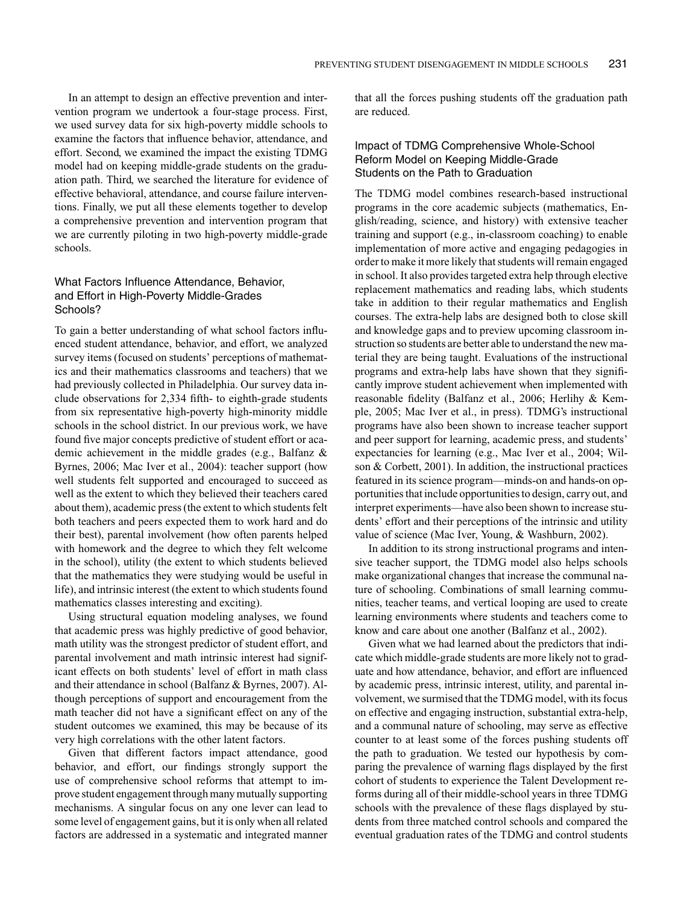In an attempt to design an effective prevention and intervention program we undertook a four-stage process. First, we used survey data for six high-poverty middle schools to examine the factors that influence behavior, attendance, and effort. Second, we examined the impact the existing TDMG model had on keeping middle-grade students on the graduation path. Third, we searched the literature for evidence of effective behavioral, attendance, and course failure interventions. Finally, we put all these elements together to develop a comprehensive prevention and intervention program that we are currently piloting in two high-poverty middle-grade schools.

## What Factors Influence Attendance, Behavior, and Effort in High-Poverty Middle-Grades Schools?

To gain a better understanding of what school factors influenced student attendance, behavior, and effort, we analyzed survey items (focused on students' perceptions of mathematics and their mathematics classrooms and teachers) that we had previously collected in Philadelphia. Our survey data include observations for 2,334 fifth- to eighth-grade students from six representative high-poverty high-minority middle schools in the school district. In our previous work, we have found five major concepts predictive of student effort or academic achievement in the middle grades (e.g., Balfanz & Byrnes, 2006; Mac Iver et al., 2004): teacher support (how well students felt supported and encouraged to succeed as well as the extent to which they believed their teachers cared about them), academic press (the extent to which students felt both teachers and peers expected them to work hard and do their best), parental involvement (how often parents helped with homework and the degree to which they felt welcome in the school), utility (the extent to which students believed that the mathematics they were studying would be useful in life), and intrinsic interest (the extent to which students found mathematics classes interesting and exciting).

Using structural equation modeling analyses, we found that academic press was highly predictive of good behavior, math utility was the strongest predictor of student effort, and parental involvement and math intrinsic interest had significant effects on both students' level of effort in math class and their attendance in school (Balfanz & Byrnes, 2007). Although perceptions of support and encouragement from the math teacher did not have a significant effect on any of the student outcomes we examined, this may be because of its very high correlations with the other latent factors.

Given that different factors impact attendance, good behavior, and effort, our findings strongly support the use of comprehensive school reforms that attempt to improve student engagement through many mutually supporting mechanisms. A singular focus on any one lever can lead to some level of engagement gains, but it is only when all related factors are addressed in a systematic and integrated manner that all the forces pushing students off the graduation path are reduced.

## Impact of TDMG Comprehensive Whole-School Reform Model on Keeping Middle-Grade Students on the Path to Graduation

The TDMG model combines research-based instructional programs in the core academic subjects (mathematics, English/reading, science, and history) with extensive teacher training and support (e.g., in-classroom coaching) to enable implementation of more active and engaging pedagogies in order to make it more likely that students will remain engaged in school. It also provides targeted extra help through elective replacement mathematics and reading labs, which students take in addition to their regular mathematics and English courses. The extra-help labs are designed both to close skill and knowledge gaps and to preview upcoming classroom instruction so students are better able to understand the new material they are being taught. Evaluations of the instructional programs and extra-help labs have shown that they significantly improve student achievement when implemented with reasonable fidelity (Balfanz et al., 2006; Herlihy & Kemple, 2005; Mac Iver et al., in press). TDMG's instructional programs have also been shown to increase teacher support and peer support for learning, academic press, and students' expectancies for learning (e.g., Mac Iver et al., 2004; Wilson & Corbett, 2001). In addition, the instructional practices featured in its science program—minds-on and hands-on opportunities that include opportunities to design, carry out, and interpret experiments—have also been shown to increase students' effort and their perceptions of the intrinsic and utility value of science (Mac Iver, Young, & Washburn, 2002).

In addition to its strong instructional programs and intensive teacher support, the TDMG model also helps schools make organizational changes that increase the communal nature of schooling. Combinations of small learning communities, teacher teams, and vertical looping are used to create learning environments where students and teachers come to know and care about one another (Balfanz et al., 2002).

Given what we had learned about the predictors that indicate which middle-grade students are more likely not to graduate and how attendance, behavior, and effort are influenced by academic press, intrinsic interest, utility, and parental involvement, we surmised that the TDMG model, with its focus on effective and engaging instruction, substantial extra-help, and a communal nature of schooling, may serve as effective counter to at least some of the forces pushing students off the path to graduation. We tested our hypothesis by comparing the prevalence of warning flags displayed by the first cohort of students to experience the Talent Development reforms during all of their middle-school years in three TDMG schools with the prevalence of these flags displayed by students from three matched control schools and compared the eventual graduation rates of the TDMG and control students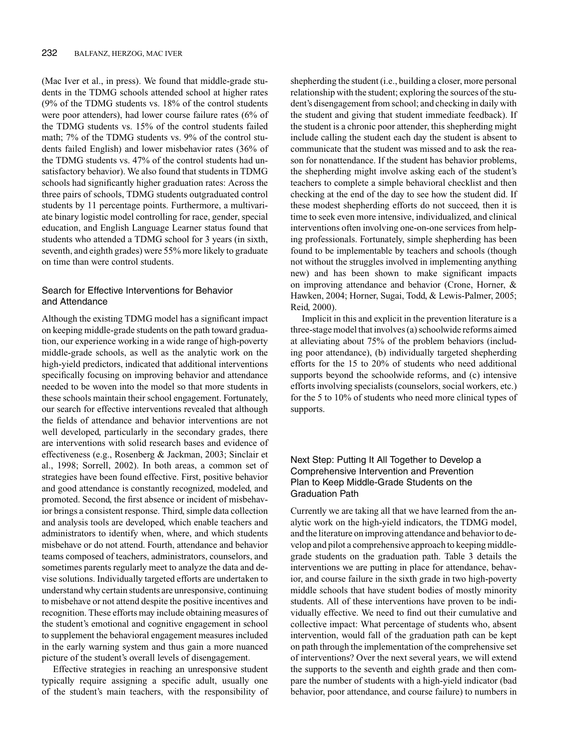(Mac Iver et al., in press). We found that middle-grade students in the TDMG schools attended school at higher rates (9% of the TDMG students vs. 18% of the control students were poor attenders), had lower course failure rates (6% of the TDMG students vs. 15% of the control students failed math; 7% of the TDMG students vs. 9% of the control students failed English) and lower misbehavior rates (36% of the TDMG students vs. 47% of the control students had unsatisfactory behavior). We also found that students in TDMG schools had significantly higher graduation rates: Across the three pairs of schools, TDMG students outgraduated control students by 11 percentage points. Furthermore, a multivariate binary logistic model controlling for race, gender, special education, and English Language Learner status found that students who attended a TDMG school for 3 years (in sixth, seventh, and eighth grades) were 55% more likely to graduate on time than were control students.

## Search for Effective Interventions for Behavior and Attendance

Although the existing TDMG model has a significant impact on keeping middle-grade students on the path toward graduation, our experience working in a wide range of high-poverty middle-grade schools, as well as the analytic work on the high-yield predictors, indicated that additional interventions specifically focusing on improving behavior and attendance needed to be woven into the model so that more students in these schools maintain their school engagement. Fortunately, our search for effective interventions revealed that although the fields of attendance and behavior interventions are not well developed, particularly in the secondary grades, there are interventions with solid research bases and evidence of effectiveness (e.g., Rosenberg & Jackman, 2003; Sinclair et al., 1998; Sorrell, 2002). In both areas, a common set of strategies have been found effective. First, positive behavior and good attendance is constantly recognized, modeled, and promoted. Second, the first absence or incident of misbehavior brings a consistent response. Third, simple data collection and analysis tools are developed, which enable teachers and administrators to identify when, where, and which students misbehave or do not attend. Fourth, attendance and behavior teams composed of teachers, administrators, counselors, and sometimes parents regularly meet to analyze the data and devise solutions. Individually targeted efforts are undertaken to understand why certain students are unresponsive, continuing to misbehave or not attend despite the positive incentives and recognition. These efforts may include obtaining measures of the student's emotional and cognitive engagement in school to supplement the behavioral engagement measures included in the early warning system and thus gain a more nuanced picture of the student's overall levels of disengagement.

Effective strategies in reaching an unresponsive student typically require assigning a specific adult, usually one of the student's main teachers, with the responsibility of shepherding the student (i.e., building a closer, more personal relationship with the student; exploring the sources of the student's disengagement from school; and checking in daily with the student and giving that student immediate feedback). If the student is a chronic poor attender, this shepherding might include calling the student each day the student is absent to communicate that the student was missed and to ask the reason for nonattendance. If the student has behavior problems, the shepherding might involve asking each of the student's teachers to complete a simple behavioral checklist and then checking at the end of the day to see how the student did. If these modest shepherding efforts do not succeed, then it is time to seek even more intensive, individualized, and clinical interventions often involving one-on-one services from helping professionals. Fortunately, simple shepherding has been found to be implementable by teachers and schools (though not without the struggles involved in implementing anything new) and has been shown to make significant impacts on improving attendance and behavior (Crone, Horner, & Hawken, 2004; Horner, Sugai, Todd, & Lewis-Palmer, 2005; Reid, 2000).

Implicit in this and explicit in the prevention literature is a three-stage model that involves (a) schoolwide reforms aimed at alleviating about 75% of the problem behaviors (including poor attendance), (b) individually targeted shepherding efforts for the 15 to 20% of students who need additional supports beyond the schoolwide reforms, and (c) intensive efforts involving specialists (counselors, social workers, etc.) for the 5 to 10% of students who need more clinical types of supports.

## Next Step: Putting It All Together to Develop a Comprehensive Intervention and Prevention Plan to Keep Middle-Grade Students on the Graduation Path

Currently we are taking all that we have learned from the analytic work on the high-yield indicators, the TDMG model, and the literature on improving attendance and behavior to develop and pilot a comprehensive approach to keeping middle-grade students on the graduation path. Table 3 details the interventions we are putting in place for attendance, behavior, and course failure in the sixth grade in two high-poverty middle schools that have student bodies of mostly minority students. All of these interventions have proven to be individually effective. We need to find out their cumulative and collective impact: What percentage of students who, absent intervention, would fall of the graduation path can be kept on path through the implementation of the comprehensive set of interventions? Over the next several years, we will extend the supports to the seventh and eighth grade and then compare the number of students with a high-yield indicator (bad behavior, poor attendance, and course failure) to numbers in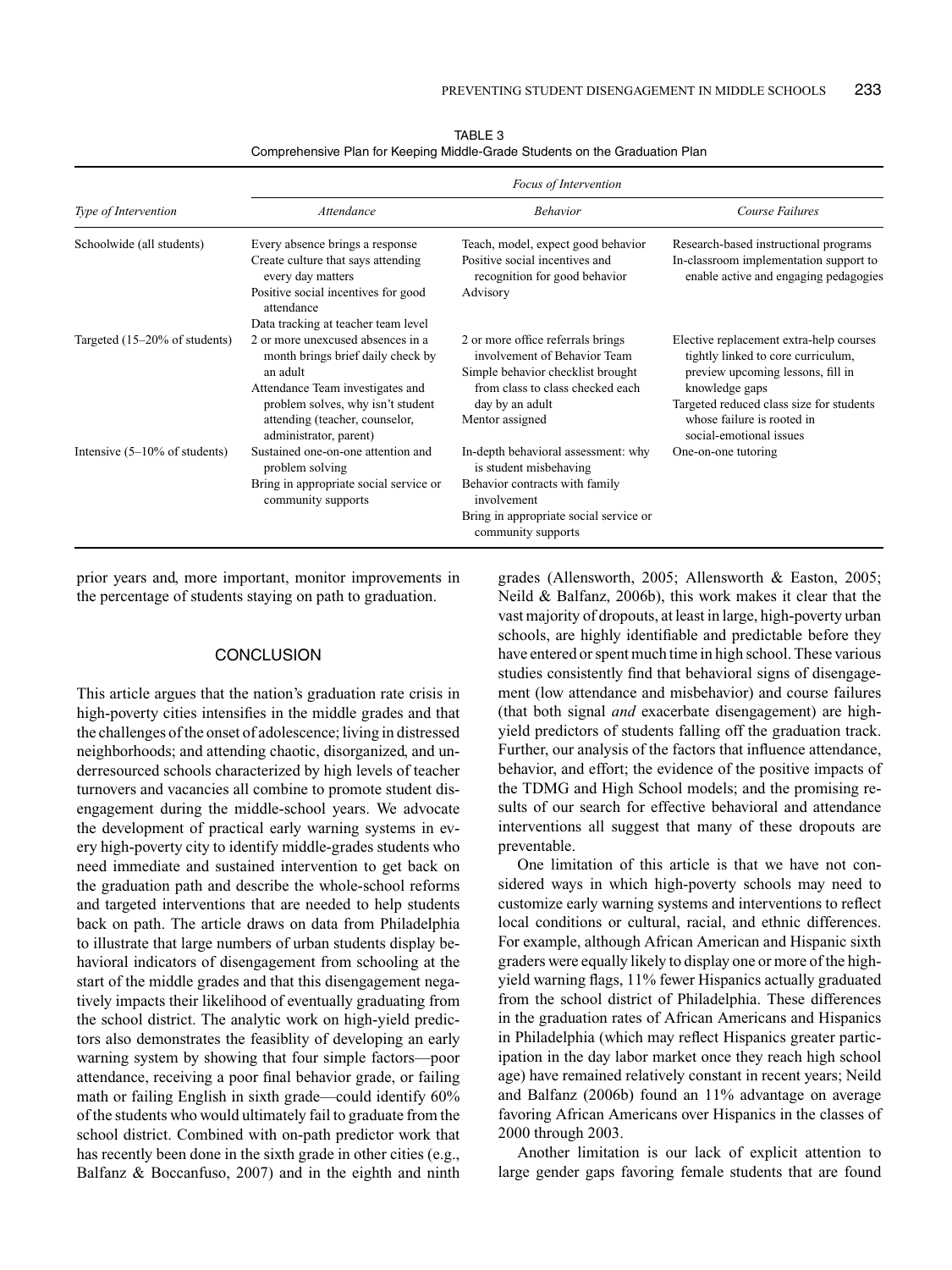TABLE 3
Comprehensive Plan for Keeping Middle-Grade Students on the Graduation Plan

| Type of Intervention | Focus of Intervention | | |
|---|---|---|---|
| | *Attendance* | *Behavior* | *Course Failures* |
| Schoolwide (all students) | Every absence brings a response<br>Create culture that says attending every day matters<br>Positive social incentives for good attendance<br>Data tracking at teacher team level | Teach, model, expect good behavior<br>Positive social incentives and recognition for good behavior<br>Advisory | Research-based instructional programs<br>In-classroom implementation support to enable active and engaging pedagogies |
| Targeted (15–20% of students) | 2 or more unexcused absences in a month brings brief daily check by an adult<br>Attendance Team investigates and problem solves, why isn't student attending (teacher, counselor, administrator, parent) | 2 or more office referrals brings involvement of Behavior Team<br>Simple behavior checklist brought from class to class checked each day by an adult<br>Mentor assigned | Elective replacement extra-help courses tightly linked to core curriculum, preview upcoming lessons, fill in knowledge gaps<br>Targeted reduced class size for students whose failure is rooted in social-emotional issues |
| Intensive (5–10% of students) | Sustained one-on-one attention and problem solving<br>Bring in appropriate social service or community supports | In-depth behavioral assessment: why is student misbehaving<br>Behavior contracts with family involvement<br>Bring in appropriate social service or community supports | One-on-one tutoring |

prior years and, more important, monitor improvements in the percentage of students staying on path to graduation.

## CONCLUSION

This article argues that the nation's graduation rate crisis in high-poverty cities intensifies in the middle grades and that the challenges of the onset of adolescence; living in distressed neighborhoods; and attending chaotic, disorganized, and underresourced schools characterized by high levels of teacher turnovers and vacancies all combine to promote student disengagement during the middle-school years. We advocate the development of practical early warning systems in every high-poverty city to identify middle-grades students who need immediate and sustained intervention to get back on the graduation path and describe the whole-school reforms and targeted interventions that are needed to help students back on path. The article draws on data from Philadelphia to illustrate that large numbers of urban students display behavioral indicators of disengagement from schooling at the start of the middle grades and that this disengagement negatively impacts their likelihood of eventually graduating from the school district. The analytic work on high-yield predictors also demonstrates the feasiblity of developing an early warning system by showing that four simple factors—poor attendance, receiving a poor final behavior grade, or failing math or failing English in sixth grade—could identify 60% of the students who would ultimately fail to graduate from the school district. Combined with on-path predictor work that has recently been done in the sixth grade in other cities (e.g., Balfanz & Boccanfuso, 2007) and in the eighth and ninth grades (Allensworth, 2005; Allensworth & Easton, 2005; Neild & Balfanz, 2006b), this work makes it clear that the vast majority of dropouts, at least in large, high-poverty urban schools, are highly identifiable and predictable before they have entered or spent much time in high school. These various studies consistently find that behavioral signs of disengagement (low attendance and misbehavior) and course failures (that both signal *and* exacerbate disengagement) are high-yield predictors of students falling off the graduation track. Further, our analysis of the factors that influence attendance, behavior, and effort; the evidence of the positive impacts of the TDMG and High School models; and the promising results of our search for effective behavioral and attendance interventions all suggest that many of these dropouts are preventable.

One limitation of this article is that we have not considered ways in which high-poverty schools may need to customize early warning systems and interventions to reflect local conditions or cultural, racial, and ethnic differences. For example, although African American and Hispanic sixth graders were equally likely to display one or more of the high-yield warning flags, 11% fewer Hispanics actually graduated from the school district of Philadelphia. These differences in the graduation rates of African Americans and Hispanics in Philadelphia (which may reflect Hispanics greater participation in the day labor market once they reach high school age) have remained relatively constant in recent years; Neild and Balfanz (2006b) found an 11% advantage on average favoring African Americans over Hispanics in the classes of 2000 through 2003.

Another limitation is our lack of explicit attention to large gender gaps favoring female students that are found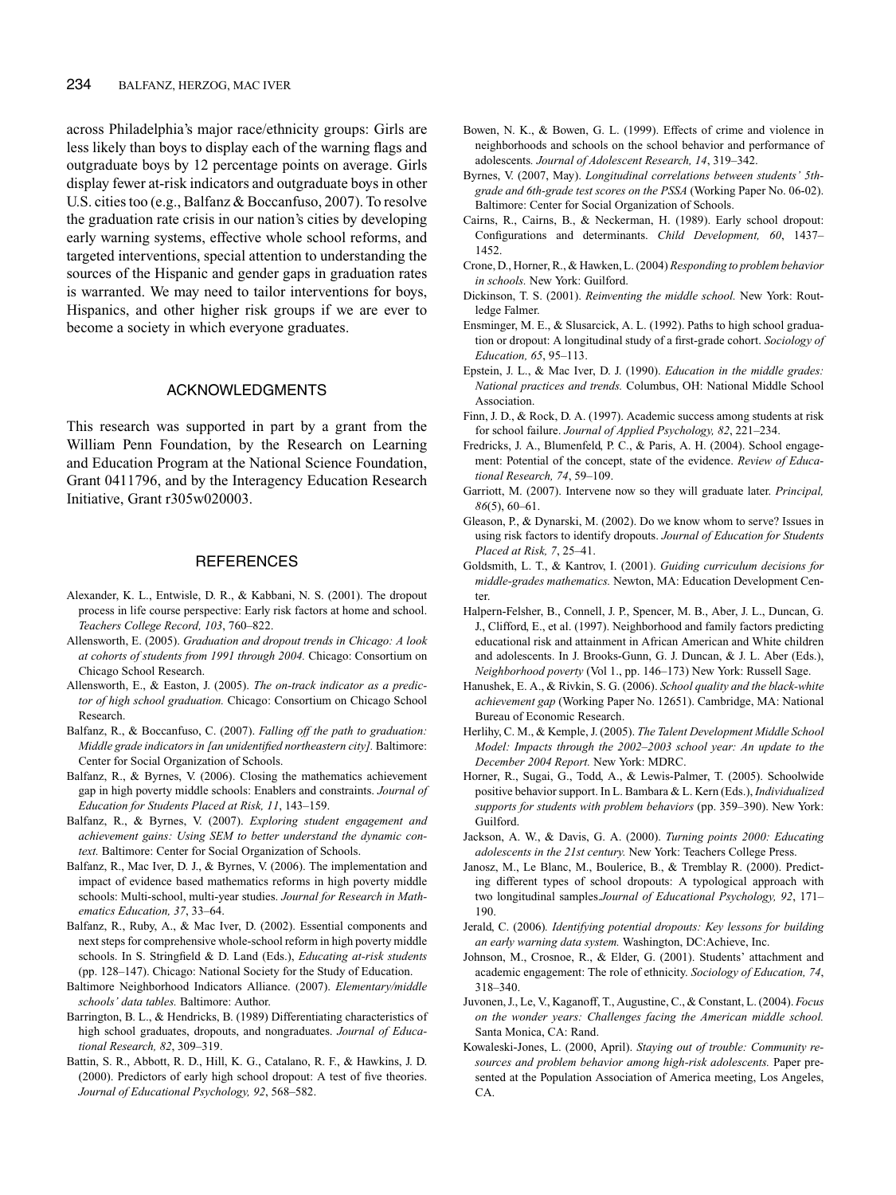across Philadelphia's major race/ethnicity groups: Girls are less likely than boys to display each of the warning flags and outgraduate boys by 12 percentage points on average. Girls display fewer at-risk indicators and outgraduate boys in other U.S. cities too (e.g., Balfanz & Boccanfuso, 2007). To resolve the graduation rate crisis in our nation's cities by developing early warning systems, effective whole school reforms, and targeted interventions, special attention to understanding the sources of the Hispanic and gender gaps in graduation rates is warranted. We may need to tailor interventions for boys, Hispanics, and other higher risk groups if we are ever to become a society in which everyone graduates.

## ACKNOWLEDGMENTS

This research was supported in part by a grant from the William Penn Foundation, by the Research on Learning and Education Program at the National Science Foundation, Grant 0411796, and by the Interagency Education Research Initiative, Grant r305w020003.

## REFERENCES

Alexander, K. L., Entwisle, D. R., & Kabbani, N. S. (2001). The dropout process in life course perspective: Early risk factors at home and school. *Teachers College Record, 103*, 760–822.

Allensworth, E. (2005). *Graduation and dropout trends in Chicago: A look at cohorts of students from 1991 through 2004.* Chicago: Consortium on Chicago School Research.

Allensworth, E., & Easton, J. (2005). *The on-track indicator as a predictor of high school graduation.* Chicago: Consortium on Chicago School Research.

Balfanz, R., & Boccanfuso, C. (2007). *Falling off the path to graduation: Middle grade indicators in [an unidentified northeastern city].* Baltimore: Center for Social Organization of Schools.

Balfanz, R., & Byrnes, V. (2006). Closing the mathematics achievement gap in high poverty middle schools: Enablers and constraints. *Journal of Education for Students Placed at Risk, 11*, 143–159.

Balfanz, R., & Byrnes, V. (2007). *Exploring student engagement and achievement gains: Using SEM to better understand the dynamic context.* Baltimore: Center for Social Organization of Schools.

Balfanz, R., Mac Iver, D. J., & Byrnes, V. (2006). The implementation and impact of evidence based mathematics reforms in high poverty middle schools: Multi-school, multi-year studies. *Journal for Research in Mathematics Education, 37*, 33–64.

Balfanz, R., Ruby, A., & Mac Iver, D. (2002). Essential components and next steps for comprehensive whole-school reform in high poverty middle schools. In S. Stringfield & D. Land (Eds.), *Educating at-risk students* (pp. 128–147). Chicago: National Society for the Study of Education.

Baltimore Neighborhood Indicators Alliance. (2007). *Elementary/middle schools' data tables.* Baltimore: Author.

Barrington, B. L., & Hendricks, B. (1989) Differentiating characteristics of high school graduates, dropouts, and nongraduates. *Journal of Educational Research, 82*, 309–319.

Battin, S. R., Abbott, R. D., Hill, K. G., Catalano, R. F., & Hawkins, J. D. (2000). Predictors of early high school dropout: A test of five theories. *Journal of Educational Psychology, 92*, 568–582.

Bowen, N. K., & Bowen, G. L. (1999). Effects of crime and violence in neighborhoods and schools on the school behavior and performance of adolescents. *Journal of Adolescent Research, 14*, 319–342.

Byrnes, V. (2007, May). *Longitudinal correlations between students' 5th-grade and 6th-grade test scores on the PSSA* (Working Paper No. 06-02). Baltimore: Center for Social Organization of Schools.

Cairns, R., Cairns, B., & Neckerman, H. (1989). Early school dropout: Configurations and determinants. *Child Development, 60*, 1437–1452.

Crone, D., Horner, R., & Hawken, L. (2004) *Responding to problem behavior in schools.* New York: Guilford.

Dickinson, T. S. (2001). *Reinventing the middle school.* New York: Routledge Falmer.

Ensminger, M. E., & Slusarcick, A. L. (1992). Paths to high school graduation or dropout: A longitudinal study of a first-grade cohort. *Sociology of Education, 65*, 95–113.

Epstein, J. L., & Mac Iver, D. J. (1990). *Education in the middle grades: National practices and trends.* Columbus, OH: National Middle School Association.

Finn, J. D., & Rock, D. A. (1997). Academic success among students at risk for school failure. *Journal of Applied Psychology, 82*, 221–234.

Fredricks, J. A., Blumenfeld, P. C., & Paris, A. H. (2004). School engagement: Potential of the concept, state of the evidence. *Review of Educational Research, 74*, 59–109.

Garriott, M. (2007). Intervene now so they will graduate later. *Principal, 86*(5), 60–61.

Gleason, P., & Dynarski, M. (2002). Do we know whom to serve? Issues in using risk factors to identify dropouts. *Journal of Education for Students Placed at Risk, 7*, 25–41.

Goldsmith, L. T., & Kantrov, I. (2001). *Guiding curriculum decisions for middle-grades mathematics.* Newton, MA: Education Development Center.

Halpern-Felsher, B., Connell, J. P., Spencer, M. B., Aber, J. L., Duncan, G. J., Clifford, E., et al. (1997). Neighborhood and family factors predicting educational risk and attainment in African American and White children and adolescents. In J. Brooks-Gunn, G. J. Duncan, & J. L. Aber (Eds.), *Neighborhood poverty* (Vol 1., pp. 146–173) New York: Russell Sage.

Hanushek, E. A., & Rivkin, S. G. (2006). *School quality and the black-white achievement gap* (Working Paper No. 12651). Cambridge, MA: National Bureau of Economic Research.

Herlihy, C. M., & Kemple, J. (2005). *The Talent Development Middle School Model: Impacts through the 2002–2003 school year: An update to the December 2004 Report.* New York: MDRC.

Horner, R., Sugai, G., Todd, A., & Lewis-Palmer, T. (2005). Schoolwide positive behavior support. In L. Bambara & L. Kern (Eds.), *Individualized supports for students with problem behaviors* (pp. 359–390). New York: Guilford.

Jackson, A. W., & Davis, G. A. (2000). *Turning points 2000: Educating adolescents in the 21st century.* New York: Teachers College Press.

Janosz, M., Le Blanc, M., Boulerice, B., & Tremblay R. (2000). Predicting different types of school dropouts: A typological approach with two longitudinal samples.*Journal of Educational Psychology, 92*, 171–190.

Jerald, C. (2006). *Identifying potential dropouts: Key lessons for building an early warning data system.* Washington, DC:Achieve, Inc.

Johnson, M., Crosnoe, R., & Elder, G. (2001). Students' attachment and academic engagement: The role of ethnicity. *Sociology of Education, 74*, 318–340.

Juvonen, J., Le, V., Kaganoff, T., Augustine, C., & Constant, L. (2004). *Focus on the wonder years: Challenges facing the American middle school.* Santa Monica, CA: Rand.

Kowaleski-Jones, L. (2000, April). *Staying out of trouble: Community resources and problem behavior among high-risk adolescents.* Paper presented at the Population Association of America meeting, Los Angeles, CA.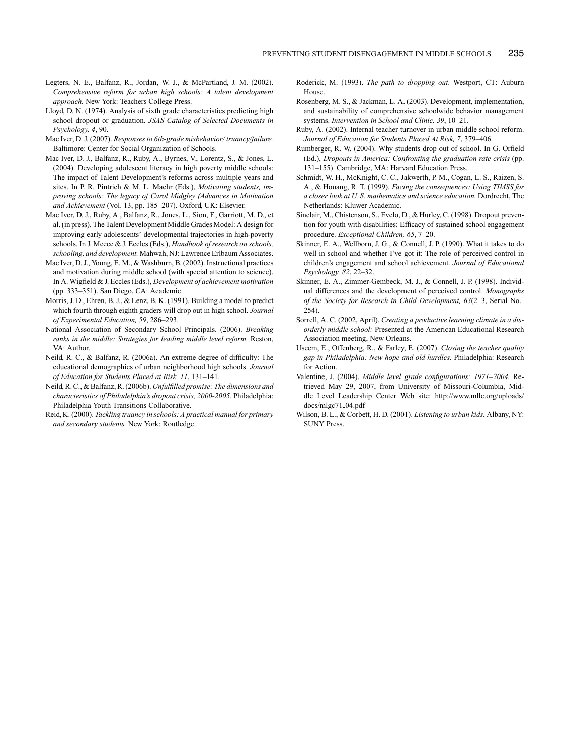Legters, N. E., Balfanz, R., Jordan, W. J., & McPartland, J. M. (2002). *Comprehensive reform for urban high schools: A talent development approach.* New York: Teachers College Press.

Lloyd, D. N. (1974). Analysis of sixth grade characteristics predicting high school dropout or graduation. *JSAS Catalog of Selected Documents in Psychology, 4*, 90.

Mac Iver, D. J. (2007). *Responses to 6th-grade misbehavior/ truancy/failure.* Baltimore: Center for Social Organization of Schools.

Mac Iver, D. J., Balfanz, R., Ruby, A., Byrnes, V., Lorentz, S., & Jones, L. (2004). Developing adolescent literacy in high poverty middle schools: The impact of Talent Development's reforms across multiple years and sites. In P. R. Pintrich & M. L. Maehr (Eds.), *Motivating students, improving schools: The legacy of Carol Midgley (Advances in Motivation and Achievement* (Vol. 13, pp. 185–207). Oxford, UK: Elsevier.

Mac Iver, D. J., Ruby, A., Balfanz, R., Jones, L., Sion, F., Garriott, M. D., et al. (in press). The Talent Development Middle Grades Model: A design for improving early adolescents' developmental trajectories in high-poverty schools. In J. Meece & J. Eccles (Eds.), *Handbook of research on schools, schooling, and development.* Mahwah, NJ: Lawrence Erlbaum Associates.

Mac Iver, D. J., Young, E. M., & Washburn, B. (2002). Instructional practices and motivation during middle school (with special attention to science). In A. Wigfield & J. Eccles (Eds.), *Development of achievement motivation* (pp. 333–351). San Diego, CA: Academic.

Morris, J. D., Ehren, B. J., & Lenz, B. K. (1991). Building a model to predict which fourth through eighth graders will drop out in high school. *Journal of Experimental Education, 59*, 286–293.

National Association of Secondary School Principals. (2006). *Breaking ranks in the middle: Strategies for leading middle level reform.* Reston, VA: Author.

Neild, R. C., & Balfanz, R. (2006a). An extreme degree of difficulty: The educational demographics of urban neighborhood high schools. *Journal of Education for Students Placed at Risk, 11*, 131–141.

Neild, R. C., & Balfanz, R. (2006b). *Unfulfilled promise: The dimensions and characteristics of Philadelphia's dropout crisis, 2000-2005.* Philadelphia: Philadelphia Youth Transitions Collaborative.

Reid, K. (2000). *Tackling truancy in schools: A practical manual for primary and secondary students.* New York: Routledge.

Roderick, M. (1993). *The path to dropping out*. Westport, CT: Auburn House.

Rosenberg, M. S., & Jackman, L. A. (2003). Development, implementation, and sustainability of comprehensive schoolwide behavior management systems. *Intervention in School and Clinic, 39*, 10–21.

Ruby, A. (2002). Internal teacher turnover in urban middle school reform. *Journal of Education for Students Placed At Risk, 7*, 379–406.

Rumberger, R. W. (2004). Why students drop out of school. In G. Orfield (Ed.), *Dropouts in America: Confronting the graduation rate crisis* (pp. 131–155). Cambridge, MA: Harvard Education Press.

Schmidt, W. H., McKnight, C. C., Jakwerth, P. M., Cogan, L. S., Raizen, S. A., & Houang, R. T. (1999). *Facing the consequences: Using TIMSS for a closer look at U. S. mathematics and science education.* Dordrecht, The Netherlands: Kluwer Academic.

Sinclair, M., Chistenson, S., Evelo, D., & Hurley, C. (1998). Dropout prevention for youth with disabilities: Efficacy of sustained school engagement procedure. *Exceptional Children, 65*, 7–20.

Skinner, E. A., Wellborn, J. G., & Connell, J. P. (1990). What it takes to do well in school and whether I've got it: The role of perceived control in children's engagement and school achievement. *Journal of Educational Psychology, 82*, 22–32.

Skinner, E. A., Zimmer-Gembeck, M. J., & Connell, J. P. (1998). Individual differences and the development of perceived control. *Monographs of the Society for Research in Child Development, 63*(2–3, Serial No. 254).

Sorrell, A. C. (2002, April). *Creating a productive learning climate in a disorderly middle school:* Presented at the American Educational Research Association meeting, New Orleans.

Useem, E., Offenberg, R., & Farley, E. (2007). *Closing the teacher quality gap in Philadelphia: New hope and old hurdles.* Philadelphia: Research for Action.

Valentine, J. (2004). *Middle level grade configurations: 1971–2004.* Retrieved May 29, 2007, from University of Missouri-Columbia, Middle Level Leadership Center Web site: http://www.mllc.org/uploads/docs/mlgc71_04.pdf

Wilson, B. L., & Corbett, H. D. (2001). *Listening to urban kids.* Albany, NY: SUNY Press.